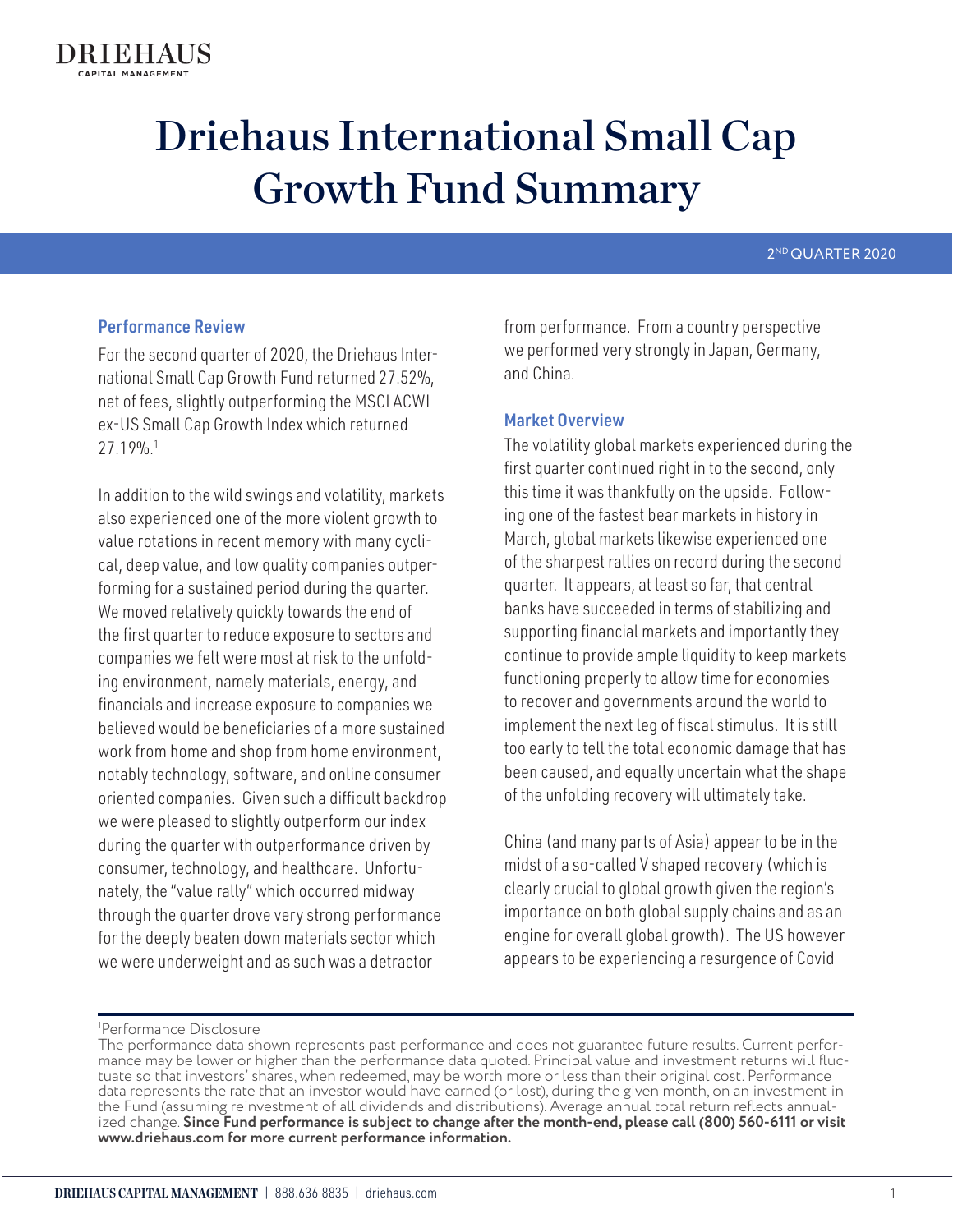DRIEHAUS
CAPITAL MANAGEMENT

# Driehaus International Small Cap Growth Fund Summary

2ND QUARTER 2020

## Performance Review

For the second quarter of 2020, the Driehaus International Small Cap Growth Fund returned 27.52%, net of fees, slightly outperforming the MSCI ACWI ex-US Small Cap Growth Index which returned 27.19%.[1]

In addition to the wild swings and volatility, markets also experienced one of the more violent growth to value rotations in recent memory with many cyclical, deep value, and low quality companies outperforming for a sustained period during the quarter. We moved relatively quickly towards the end of the first quarter to reduce exposure to sectors and companies we felt were most at risk to the unfolding environment, namely materials, energy, and financials and increase exposure to companies we believed would be beneficiaries of a more sustained work from home and shop from home environment, notably technology, software, and online consumer oriented companies. Given such a difficult backdrop we were pleased to slightly outperform our index during the quarter with outperformance driven by consumer, technology, and healthcare. Unfortunately, the "value rally" which occurred midway through the quarter drove very strong performance for the deeply beaten down materials sector which we were underweight and as such was a detractor from performance. From a country perspective we performed very strongly in Japan, Germany, and China.

## Market Overview

The volatility global markets experienced during the first quarter continued right in to the second, only this time it was thankfully on the upside. Following one of the fastest bear markets in history in March, global markets likewise experienced one of the sharpest rallies on record during the second quarter. It appears, at least so far, that central banks have succeeded in terms of stabilizing and supporting financial markets and importantly they continue to provide ample liquidity to keep markets functioning properly to allow time for economies to recover and governments around the world to implement the next leg of fiscal stimulus. It is still too early to tell the total economic damage that has been caused, and equally uncertain what the shape of the unfolding recovery will ultimately take.

China (and many parts of Asia) appear to be in the midst of a so-called V shaped recovery (which is clearly crucial to global growth given the region's importance on both global supply chains and as an engine for overall global growth). The US however appears to be experiencing a resurgence of Covid

---

[1]Performance Disclosure

The performance data shown represents past performance and does not guarantee future results. Current performance may be lower or higher than the performance data quoted. Principal value and investment returns will fluctuate so that investors' shares, when redeemed, may be worth more or less than their original cost. Performance data represents the rate that an investor would have earned (or lost), during the given month, on an investment in the Fund (assuming reinvestment of all dividends and distributions). Average annual total return reflects annualized change. **Since Fund performance is subject to change after the month-end, please call (800) 560-6111 or visit www.driehaus.com for more current performance information.**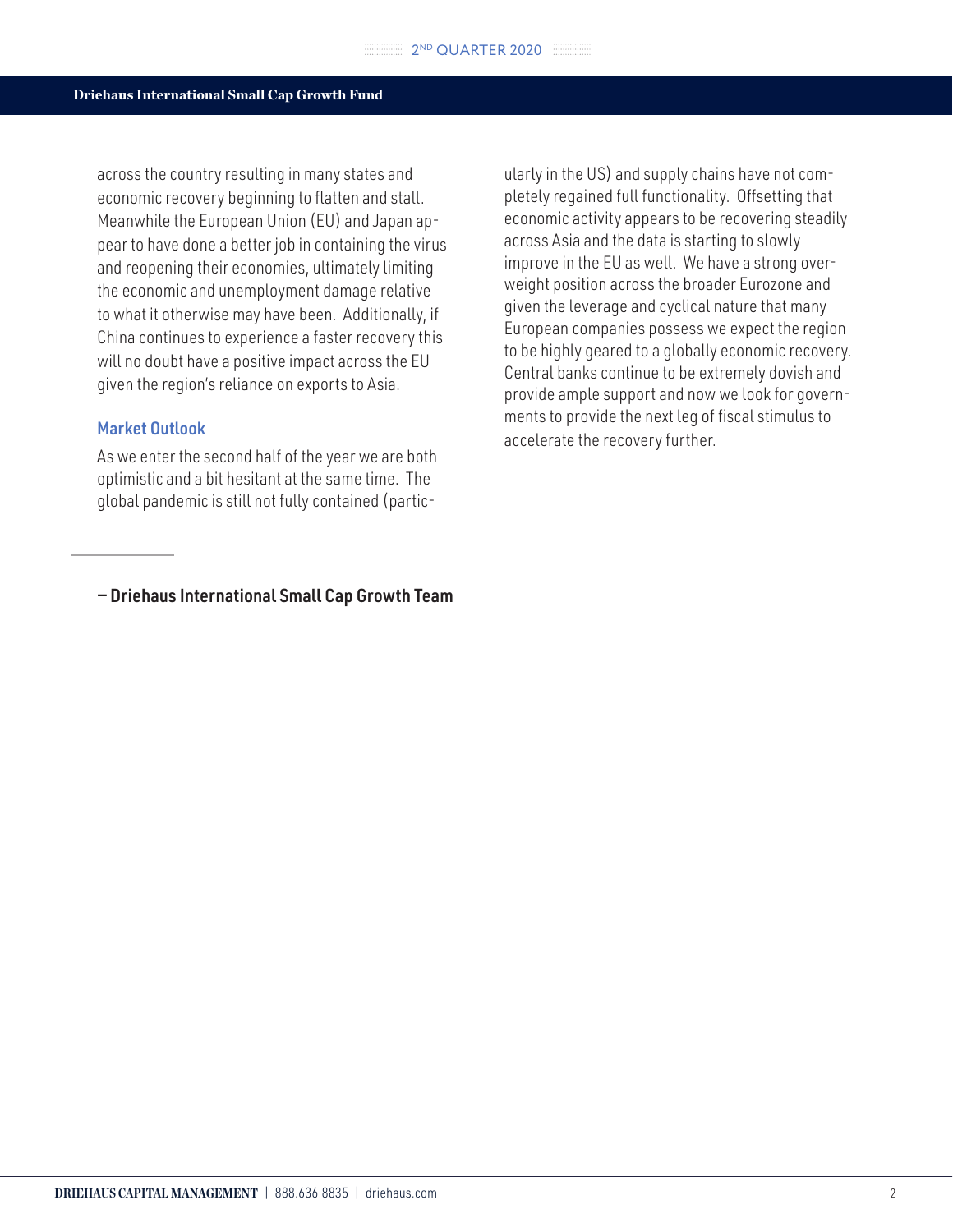across the country resulting in many states and economic recovery beginning to flatten and stall. Meanwhile the European Union (EU) and Japan appear to have done a better job in containing the virus and reopening their economies, ultimately limiting the economic and unemployment damage relative to what it otherwise may have been. Additionally, if China continues to experience a faster recovery this will no doubt have a positive impact across the EU given the region's reliance on exports to Asia.

### Market Outlook

As we enter the second half of the year we are both optimistic and a bit hesitant at the same time. The global pandemic is still not fully contained (particularly in the US) and supply chains have not completely regained full functionality. Offsetting that economic activity appears to be recovering steadily across Asia and the data is starting to slowly improve in the EU as well. We have a strong overweight position across the broader Eurozone and given the leverage and cyclical nature that many European companies possess we expect the region to be highly geared to a globally economic recovery. Central banks continue to be extremely dovish and provide ample support and now we look for governments to provide the next leg of fiscal stimulus to accelerate the recovery further.

**— Driehaus International Small Cap Growth Team**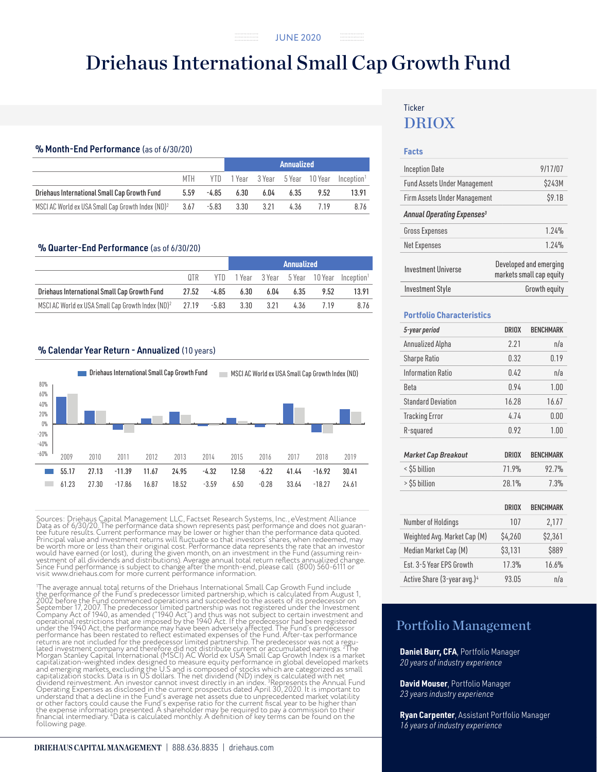JUNE 2020

# Driehaus International Small Cap Growth Fund

## % Month-End Performance (as of 6/30/20)

| | | | Annualized | | | | |
|---|---|---|---|---|---|---|---|
| | MTH | YTD | 1 Year | 3 Year | 5 Year | 10 Year | Inception[1] |
| **Driehaus International Small Cap Growth Fund** | **5.59** | **-4.85** | **6.30** | **6.04** | **6.35** | **9.52** | **13.91** |
| MSCI AC World ex USA Small Cap Growth Index (ND)[2] | 3.67 | -5.83 | 3.30 | 3.21 | 4.36 | 7.19 | 8.76 |

## % Quarter-End Performance (as of 6/30/20)

| | | | Annualized | | | | |
|---|---|---|---|---|---|---|---|
| | QTR | YTD | 1 Year | 3 Year | 5 Year | 10 Year | Inception[1] |
| **Driehaus International Small Cap Growth Fund** | **27.52** | **-4.85** | **6.30** | **6.04** | **6.35** | **9.52** | **13.91** |
| MSCI AC World ex USA Small Cap Growth Index (ND)[2] | 27.19 | -5.83 | 3.30 | 3.21 | 4.36 | 7.19 | 8.76 |

## % Calendar Year Return - Annualized (10 years)

| | 2009 | 2010 | 2011 | 2012 | 2013 | 2014 | 2015 | 2016 | 2017 | 2018 | 2019 |
|---|---|---|---|---|---|---|---|---|---|---|---|
| Driehaus International Small Cap Growth Fund | 55.17 | 27.13 | -11.39 | 11.67 | 24.95 | -4.32 | 12.58 | -6.22 | 41.44 | -16.92 | 30.41 |
| MSCI AC World ex USA Small Cap Growth Index (ND) | 61.23 | 27.30 | -17.86 | 16.87 | 18.52 | -3.59 | 6.50 | -0.28 | 33.64 | -18.27 | 24.61 |

Sources: Driehaus Capital Management LLC, Factset Research Systems, Inc., eVestment Alliance Data as of 6/30/20. The performance data shown represents past performance and does not guarantee future results. Current performance may be lower or higher than the performance data quoted. Principal value and investment returns will fluctuate so that investors' shares, when redeemed, may be worth more or less than their original cost. Performance data represents the rate that an investor would have earned (or lost), during the given month, on an investment in the Fund (assuming reinvestment of all dividends and distributions). Average annual total return reflects annualized change. Since Fund performance is subject to change after the month-end, please call (800) 560-6111 or visit www.driehaus.com for more current performance information.

[1]The average annual total returns of the Driehaus International Small Cap Growth Fund include the performance of the Fund's predecessor limited partnership, which is calculated from August 1, 2002 before the Fund commenced operations and succeeded to the assets of its predecessor on September 17, 2007. The predecessor limited partnership was not registered under the Investment Company Act of 1940, as amended ("1940 Act") and thus was not subject to certain investment and operational restrictions that are imposed by the 1940 Act. If the predecessor had been registered under the 1940 Act, the performance may have been adversely affected. The Fund's predecessor performance has been restated to reflect estimated expenses of the Fund. After-tax performance returns are not included for the predecessor limited partnership. The predecessor was not a regulated investment company and therefore did not distribute current or accumulated earnings. [2]The Morgan Stanley Capital International (MSCI) AC World ex USA Small Cap Growth Index is a market capitalization-weighted index designed to measure equity performance in global developed markets and emerging markets, excluding the U.S and is composed of stocks which are categorized as small capitalization stocks. Data is in US dollars. The net dividend (ND) index is calculated with net dividend reinvestment. An investor cannot invest directly in an index. [3]Represents the Annual Fund Operating Expenses as disclosed in the current prospectus dated April 30, 2020. It is important to understand that a decline in the Fund's average net assets due to unprecedented market volatility or other factors could cause the Fund's expense ratio for the current fiscal year to be higher than the expense information presented. A shareholder may be required to pay a commission to their financial intermediary. [4]Data is calculated monthly. A definition of key terms can be found on the following page.

Ticker

## DRIOX

### Facts

| | |
|---|---|
| Inception Date | 9/17/07 |
| Fund Assets Under Management | $243M |
| Firm Assets Under Management | $9.1B |
| ***Annual Operating Expenses[3]*** | |
| Gross Expenses | 1.24% |
| Net Expenses | 1.24% |
| Investment Universe | Developed and emerging markets small cap equity |
| Investment Style | Growth equity |

### Portfolio Characteristics

| *5-year period* | DRIOX | BENCHMARK |
|---|---|---|
| Annualized Alpha | 2.21 | n/a |
| Sharpe Ratio | 0.32 | 0.19 |
| Information Ratio | 0.42 | n/a |
| Beta | 0.94 | 1.00 |
| Standard Deviation | 16.28 | 16.67 |
| Tracking Error | 4.74 | 0.00 |
| R-squared | 0.92 | 1.00 |

| ***Market Cap Breakout*** | DRIOX | BENCHMARK |
|---|---|---|
| < $5 billion | 71.9% | 92.7% |
| > $5 billion | 28.1% | 7.3% |

| | DRIOX | BENCHMARK |
|---|---|---|
| Number of Holdings | 107 | 2,177 |
| Weighted Avg. Market Cap (M) | $4,260 | $2,361 |
| Median Market Cap (M) | $3,131 | $889 |
| Est. 3-5 Year EPS Growth | 17.3% | 16.6% |
| Active Share (3-year avg.)[4] | 93.05 | n/a |

## Portfolio Management

**Daniel Burr, CFA**, Portfolio Manager
*20 years of industry experience*

**David Mouser**, Portfolio Manager
*23 years industry experience*

**Ryan Carpenter**, Assistant Portfolio Manager
*16 years of industry experience*

**DRIEHAUS CAPITAL MANAGEMENT** | 888.636.8835 | driehaus.com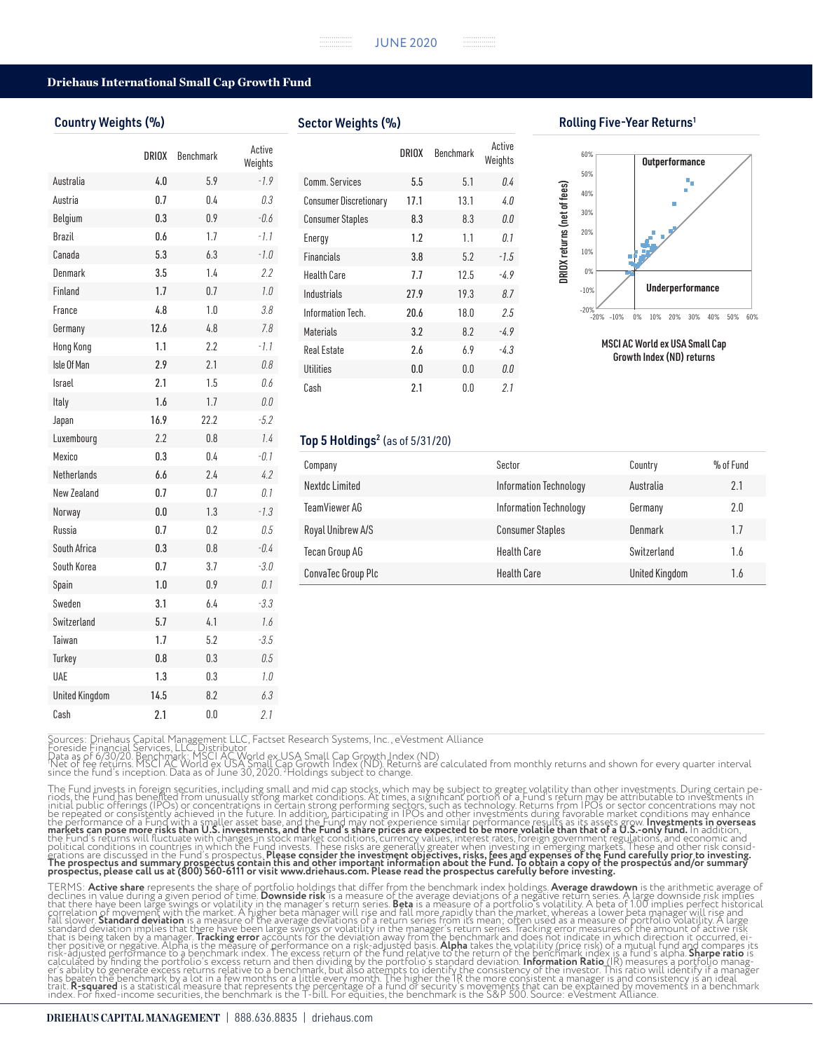## Driehaus International Small Cap Growth Fund

### Country Weights (%)

| | DRIOX | Benchmark | Active Weights |
|---|---|---|---|
| Australia | 4.0 | 5.9 | -1.9 |
| Austria | 0.7 | 0.4 | 0.3 |
| Belgium | 0.3 | 0.9 | -0.6 |
| Brazil | 0.6 | 1.7 | -1.1 |
| Canada | 5.3 | 6.3 | -1.0 |
| Denmark | 3.5 | 1.4 | 2.2 |
| Finland | 1.7 | 0.7 | 1.0 |
| France | 4.8 | 1.0 | 3.8 |
| Germany | 12.6 | 4.8 | 7.8 |
| Hong Kong | 1.1 | 2.2 | -1.1 |
| Isle Of Man | 2.9 | 2.1 | 0.8 |
| Israel | 2.1 | 1.5 | 0.6 |
| Italy | 1.6 | 1.7 | 0.0 |
| Japan | 16.9 | 22.2 | -5.2 |
| Luxembourg | 2.2 | 0.8 | 1.4 |
| Mexico | 0.3 | 0.4 | -0.1 |
| Netherlands | 6.6 | 2.4 | 4.2 |
| New Zealand | 0.7 | 0.7 | 0.1 |
| Norway | 0.0 | 1.3 | -1.3 |
| Russia | 0.7 | 0.2 | 0.5 |
| South Africa | 0.3 | 0.8 | -0.4 |
| South Korea | 0.7 | 3.7 | -3.0 |
| Spain | 1.0 | 0.9 | 0.1 |
| Sweden | 3.1 | 6.4 | -3.3 |
| Switzerland | 5.7 | 4.1 | 1.6 |
| Taiwan | 1.7 | 5.2 | -3.5 |
| Turkey | 0.8 | 0.3 | 0.5 |
| UAE | 1.3 | 0.3 | 1.0 |
| United Kingdom | 14.5 | 8.2 | 6.3 |
| Cash | 2.1 | 0.0 | 2.1 |

### Sector Weights (%)

| | DRIOX | Benchmark | Active Weights |
|---|---|---|---|
| Comm. Services | 5.5 | 5.1 | 0.4 |
| Consumer Discretionary | 17.1 | 13.1 | 4.0 |
| Consumer Staples | 8.3 | 8.3 | 0.0 |
| Energy | 1.2 | 1.1 | 0.1 |
| Financials | 3.8 | 5.2 | -1.5 |
| Health Care | 7.7 | 12.5 | -4.9 |
| Industrials | 27.9 | 19.3 | 8.7 |
| Information Tech. | 20.6 | 18.0 | 2.5 |
| Materials | 3.2 | 8.2 | -4.9 |
| Real Estate | 2.6 | 6.9 | -4.3 |
| Utilities | 0.0 | 0.0 | 0.0 |
| Cash | 2.1 | 0.0 | 2.1 |

### Rolling Five-Year Returns[1]

Outperformance

Underperformance

DRIOX returns (net of fees)

MSCI AC World ex USA Small Cap Growth Index (ND) returns

### Top 5 Holdings[2] (as of 5/31/20)

| Company | Sector | Country | % of Fund |
|---|---|---|---|
| Nextdc Limited | Information Technology | Australia | 2.1 |
| TeamViewer AG | Information Technology | Germany | 2.0 |
| Royal Unibrew A/S | Consumer Staples | Denmark | 1.7 |
| Tecan Group AG | Health Care | Switzerland | 1.6 |
| ConvaTec Group Plc | Health Care | United Kingdom | 1.6 |

Sources: Driehaus Capital Management LLC, Factset Research Systems, Inc., eVestment Alliance
Foreside Financial Services, LLC, Distributor
Data as of 6/30/20. Benchmark: MSCI AC World ex USA Small Cap Growth Index (ND)
[1]Net of fee returns. MSCI AC World ex USA Small Cap Growth Index (ND). Returns are calculated from monthly returns and shown for every quarter interval since the fund's inception. Data as of June 30, 2020. [2]Holdings subject to change.

The Fund invests in foreign securities, including small and mid cap stocks, which may be subject to greater volatility than other investments. During certain periods, the Fund has benefited from unusually strong market conditions. At times, a significant portion of a Fund's return may be attributable to investments in initial public offerings (IPOs) or concentrations in certain strong performing sectors, such as technology. Returns from IPOs or sector concentrations may not be repeated or consistently achieved in the future. In addition, participating in IPOs and other investments during favorable market conditions may enhance the performance of a Fund with a smaller asset base, and the Fund may not experience similar performance results as its assets grow. **Investments in overseas markets can pose more risks than U.S. investments, and the Fund's share prices are expected to be more volatile than that of a U.S.-only fund.** In addition, the Fund's returns will fluctuate with changes in stock market conditions, currency values, interest rates, foreign government regulations, and economic and political conditions in countries in which the Fund invests. These risks are generally greater when investing in emerging markets. These and other risk considerations are discussed in the Fund's prospectus. **Please consider the investment objectives, risks, fees and expenses of the Fund carefully prior to investing. The prospectus and summary prospectus contain this and other important information about the Fund. To obtain a copy of the prospectus and/or summary prospectus, please call us at (800) 560-6111 or visit www.driehaus.com. Please read the prospectus carefully before investing.**

TERMS: **Active share** represents the share of portfolio holdings that differ from the benchmark index holdings. **Average drawdown** is the arithmetic average of declines in value during a given period of time. **Downside risk** is a measure of the average deviations of a negative return series. A large downside risk implies that there have been large swings or volatility in the manager's return series. **Beta** is a measure of a portfolio's volatility. A beta of 1.00 implies perfect historical correlation of movement with the market. A higher beta manager will rise and fall more rapidly than the market, whereas a lower beta manager will rise and fall slower. **Standard deviation** is a measure of the average deviations of a return series from its mean; often used as a measure of portfolio volatility. A large standard deviation implies that there have been large swings or volatility in the manager's return series. Tracking error measures of the amount of active risk that is being taken by a manager. **Tracking error** accounts for the deviation away from the benchmark and does not indicate in which direction it occurred, either positive or negative. Alpha is the measure of performance on a risk-adjusted basis. **Alpha** takes the volatility (price risk) of a mutual fund and compares its risk-adjusted performance to a benchmark index. The excess return of the fund relative to the return of the benchmark index is a fund's alpha. **Sharpe ratio** is calculated by finding the portfolio's excess return and then dividing by the portfolio's standard deviation. **Information Ratio** (IR) measures a portfolio manager's ability to generate excess returns relative to a benchmark, but also attempts to identify the consistency of the investor. This ratio will identify if a manager has beaten the benchmark by a lot in a few months or a little every month. The higher the IR the more consistent a manager is and consistency is an ideal trait. **R-squared** is a statistical measure that represents the percentage of a fund or security's movements that can be explained by movements in a benchmark index. For fixed-income securities, the benchmark is the T-bill. For equities, the benchmark is the S&P 500. Source: eVestment Alliance.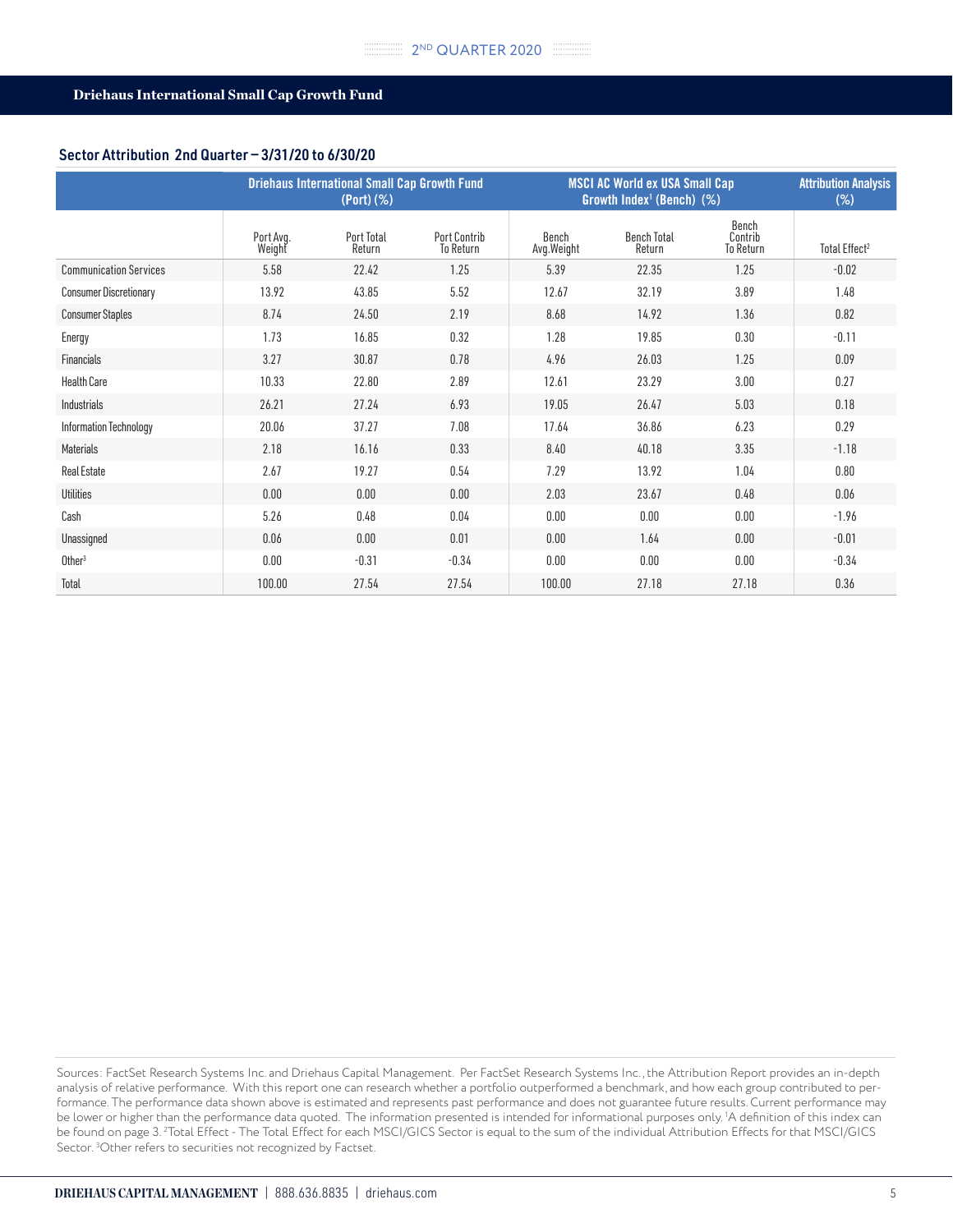## Driehaus International Small Cap Growth Fund

### Sector Attribution 2nd Quarter – 3/31/20 to 6/30/20

| | Driehaus International Small Cap Growth Fund (Port) (%) | | | MSCI AC World ex USA Small Cap Growth Index[1] (Bench) (%) | | | Attribution Analysis (%) |
|---|---|---|---|---|---|---|---|
| | Port Avg. Weight | Port Total Return | Port Contrib To Return | Bench Avg.Weight | Bench Total Return | Bench Contrib To Return | Total Effect[2] |
| Communication Services | 5.58 | 22.42 | 1.25 | 5.39 | 22.35 | 1.25 | -0.02 |
| Consumer Discretionary | 13.92 | 43.85 | 5.52 | 12.67 | 32.19 | 3.89 | 1.48 |
| Consumer Staples | 8.74 | 24.50 | 2.19 | 8.68 | 14.92 | 1.36 | 0.82 |
| Energy | 1.73 | 16.85 | 0.32 | 1.28 | 19.85 | 0.30 | -0.11 |
| Financials | 3.27 | 30.87 | 0.78 | 4.96 | 26.03 | 1.25 | 0.09 |
| Health Care | 10.33 | 22.80 | 2.89 | 12.61 | 23.29 | 3.00 | 0.27 |
| Industrials | 26.21 | 27.24 | 6.93 | 19.05 | 26.47 | 5.03 | 0.18 |
| Information Technology | 20.06 | 37.27 | 7.08 | 17.64 | 36.86 | 6.23 | 0.29 |
| Materials | 2.18 | 16.16 | 0.33 | 8.40 | 40.18 | 3.35 | -1.18 |
| Real Estate | 2.67 | 19.27 | 0.54 | 7.29 | 13.92 | 1.04 | 0.80 |
| Utilities | 0.00 | 0.00 | 0.00 | 2.03 | 23.67 | 0.48 | 0.06 |
| Cash | 5.26 | 0.48 | 0.04 | 0.00 | 0.00 | 0.00 | -1.96 |
| Unassigned | 0.06 | 0.00 | 0.01 | 0.00 | 1.64 | 0.00 | -0.01 |
| Other[3] | 0.00 | -0.31 | -0.34 | 0.00 | 0.00 | 0.00 | -0.34 |
| Total | 100.00 | 27.54 | 27.54 | 100.00 | 27.18 | 27.18 | 0.36 |

Sources: FactSet Research Systems Inc. and Driehaus Capital Management. Per FactSet Research Systems Inc., the Attribution Report provides an in-depth analysis of relative performance. With this report one can research whether a portfolio outperformed a benchmark, and how each group contributed to performance. The performance data shown above is estimated and represents past performance and does not guarantee future results. Current performance may be lower or higher than the performance data quoted. The information presented is intended for informational purposes only. [1]A definition of this index can be found on page 3. [2]Total Effect - The Total Effect for each MSCI/GICS Sector is equal to the sum of the individual Attribution Effects for that MSCI/GICS Sector. [3]Other refers to securities not recognized by Factset.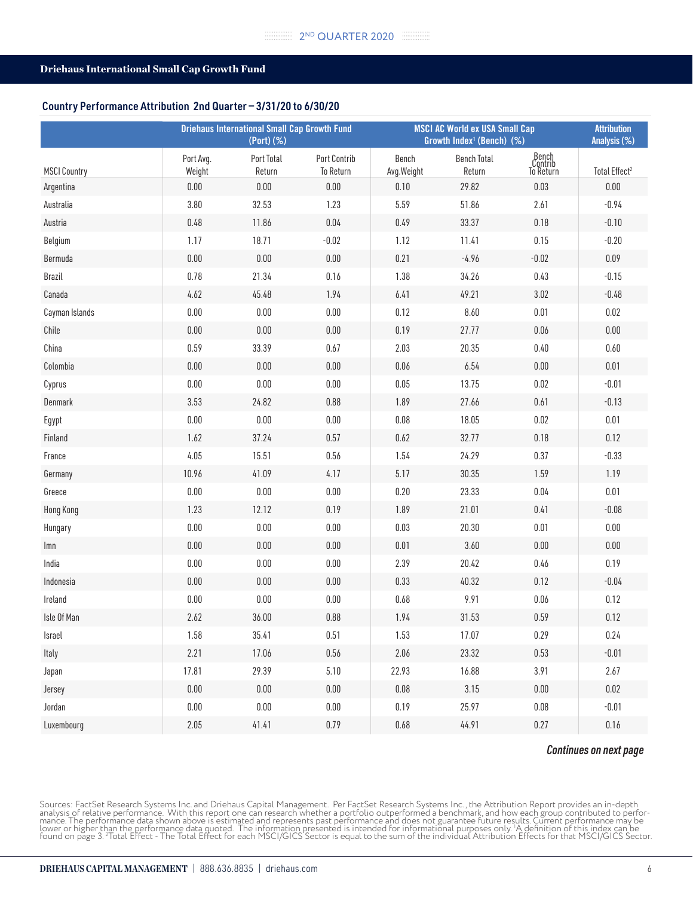## Driehaus International Small Cap Growth Fund

### Country Performance Attribution 2nd Quarter – 3/31/20 to 6/30/20

| | Driehaus International Small Cap Growth Fund (Port) (%) | | | MSCI AC World ex USA Small Cap Growth Index[1] (Bench) (%) | | | Attribution Analysis (%) |
|---|---|---|---|---|---|---|---|
| MSCI Country | Port Avg. Weight | Port Total Return | Port Contrib To Return | Bench Avg.Weight | Bench Total Return | Bench Contrib To Return | Total Effect[2] |
| Argentina | 0.00 | 0.00 | 0.00 | 0.10 | 29.82 | 0.03 | 0.00 |
| Australia | 3.80 | 32.53 | 1.23 | 5.59 | 51.86 | 2.61 | -0.94 |
| Austria | 0.48 | 11.86 | 0.04 | 0.49 | 33.37 | 0.18 | -0.10 |
| Belgium | 1.17 | 18.71 | -0.02 | 1.12 | 11.41 | 0.15 | -0.20 |
| Bermuda | 0.00 | 0.00 | 0.00 | 0.21 | -4.96 | -0.02 | 0.09 |
| Brazil | 0.78 | 21.34 | 0.16 | 1.38 | 34.26 | 0.43 | -0.15 |
| Canada | 4.62 | 45.48 | 1.94 | 6.41 | 49.21 | 3.02 | -0.48 |
| Cayman Islands | 0.00 | 0.00 | 0.00 | 0.12 | 8.60 | 0.01 | 0.02 |
| Chile | 0.00 | 0.00 | 0.00 | 0.19 | 27.77 | 0.06 | 0.00 |
| China | 0.59 | 33.39 | 0.67 | 2.03 | 20.35 | 0.40 | 0.60 |
| Colombia | 0.00 | 0.00 | 0.00 | 0.06 | 6.54 | 0.00 | 0.01 |
| Cyprus | 0.00 | 0.00 | 0.00 | 0.05 | 13.75 | 0.02 | -0.01 |
| Denmark | 3.53 | 24.82 | 0.88 | 1.89 | 27.66 | 0.61 | -0.13 |
| Egypt | 0.00 | 0.00 | 0.00 | 0.08 | 18.05 | 0.02 | 0.01 |
| Finland | 1.62 | 37.24 | 0.57 | 0.62 | 32.77 | 0.18 | 0.12 |
| France | 4.05 | 15.51 | 0.56 | 1.54 | 24.29 | 0.37 | -0.33 |
| Germany | 10.96 | 41.09 | 4.17 | 5.17 | 30.35 | 1.59 | 1.19 |
| Greece | 0.00 | 0.00 | 0.00 | 0.20 | 23.33 | 0.04 | 0.01 |
| Hong Kong | 1.23 | 12.12 | 0.19 | 1.89 | 21.01 | 0.41 | -0.08 |
| Hungary | 0.00 | 0.00 | 0.00 | 0.03 | 20.30 | 0.01 | 0.00 |
| Imn | 0.00 | 0.00 | 0.00 | 0.01 | 3.60 | 0.00 | 0.00 |
| India | 0.00 | 0.00 | 0.00 | 2.39 | 20.42 | 0.46 | 0.19 |
| Indonesia | 0.00 | 0.00 | 0.00 | 0.33 | 40.32 | 0.12 | -0.04 |
| Ireland | 0.00 | 0.00 | 0.00 | 0.68 | 9.91 | 0.06 | 0.12 |
| Isle Of Man | 2.62 | 36.00 | 0.88 | 1.94 | 31.53 | 0.59 | 0.12 |
| Israel | 1.58 | 35.41 | 0.51 | 1.53 | 17.07 | 0.29 | 0.24 |
| Italy | 2.21 | 17.06 | 0.56 | 2.06 | 23.32 | 0.53 | -0.01 |
| Japan | 17.81 | 29.39 | 5.10 | 22.93 | 16.88 | 3.91 | 2.67 |
| Jersey | 0.00 | 0.00 | 0.00 | 0.08 | 3.15 | 0.00 | 0.02 |
| Jordan | 0.00 | 0.00 | 0.00 | 0.19 | 25.97 | 0.08 | -0.01 |
| Luxembourg | 2.05 | 41.41 | 0.79 | 0.68 | 44.91 | 0.27 | 0.16 |

***Continues on next page***

Sources: FactSet Research Systems Inc. and Driehaus Capital Management. Per FactSet Research Systems Inc., the Attribution Report provides an in-depth analysis of relative performance. With this report one can research whether a portfolio outperformed a benchmark, and how each group contributed to performance. The performance data shown above is estimated and represents past performance and does not guarantee future results. Current performance may be lower or higher than the performance data quoted. The information presented is intended for informational purposes only. [1]A definition of this index can be found on page 3. [2]Total Effect - The Total Effect for each MSCI/GICS Sector is equal to the sum of the individual Attribution Effects for that MSCI/GICS Sector.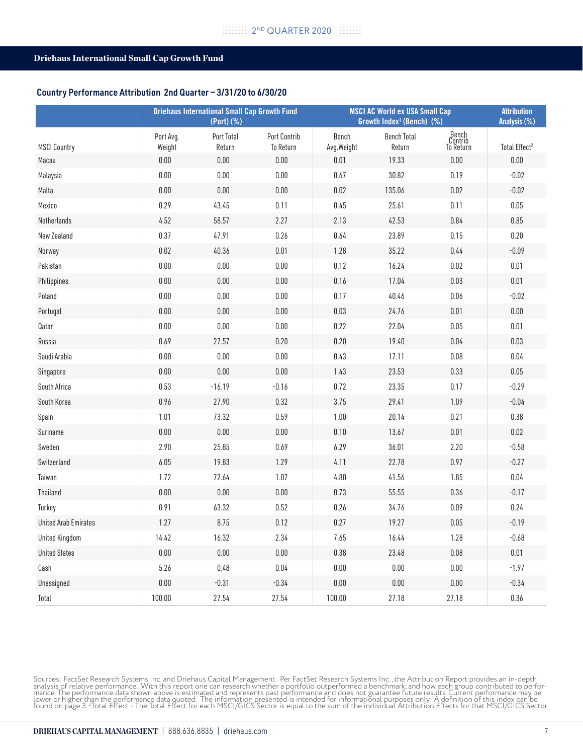Driehaus International Small Cap Growth Fund

## Country Performance Attribution 2nd Quarter – 3/31/20 to 6/30/20

| | Driehaus International Small Cap Growth Fund (Port) (%) | | | MSCI AC World ex USA Small Cap Growth Index[1] (Bench) (%) | | | Attribution Analysis (%) |
|---|---|---|---|---|---|---|---|
| MSCI Country | Port Avg. Weight | Port Total Return | Port Contrib To Return | Bench Avg.Weight | Bench Total Return | Bench Contrib To Return | Total Effect[2] |
| Macau | 0.00 | 0.00 | 0.00 | 0.01 | 19.33 | 0.00 | 0.00 |
| Malaysia | 0.00 | 0.00 | 0.00 | 0.67 | 30.82 | 0.19 | -0.02 |
| Malta | 0.00 | 0.00 | 0.00 | 0.02 | 135.06 | 0.02 | -0.02 |
| Mexico | 0.29 | 43.45 | 0.11 | 0.45 | 25.61 | 0.11 | 0.05 |
| Netherlands | 4.52 | 58.57 | 2.27 | 2.13 | 42.53 | 0.84 | 0.85 |
| New Zealand | 0.37 | 47.91 | 0.26 | 0.64 | 23.89 | 0.15 | 0.20 |
| Norway | 0.02 | 40.36 | 0.01 | 1.28 | 35.22 | 0.44 | -0.09 |
| Pakistan | 0.00 | 0.00 | 0.00 | 0.12 | 16.24 | 0.02 | 0.01 |
| Philippines | 0.00 | 0.00 | 0.00 | 0.16 | 17.04 | 0.03 | 0.01 |
| Poland | 0.00 | 0.00 | 0.00 | 0.17 | 40.46 | 0.06 | -0.02 |
| Portugal | 0.00 | 0.00 | 0.00 | 0.03 | 24.76 | 0.01 | 0.00 |
| Qatar | 0.00 | 0.00 | 0.00 | 0.22 | 22.04 | 0.05 | 0.01 |
| Russia | 0.69 | 27.57 | 0.20 | 0.20 | 19.40 | 0.04 | 0.03 |
| Saudi Arabia | 0.00 | 0.00 | 0.00 | 0.43 | 17.11 | 0.08 | 0.04 |
| Singapore | 0.00 | 0.00 | 0.00 | 1.43 | 23.53 | 0.33 | 0.05 |
| South Africa | 0.53 | -16.19 | -0.16 | 0.72 | 23.35 | 0.17 | -0.29 |
| South Korea | 0.96 | 27.90 | 0.32 | 3.75 | 29.41 | 1.09 | -0.04 |
| Spain | 1.01 | 73.32 | 0.59 | 1.00 | 20.14 | 0.21 | 0.38 |
| Suriname | 0.00 | 0.00 | 0.00 | 0.10 | 13.67 | 0.01 | 0.02 |
| Sweden | 2.90 | 25.85 | 0.69 | 6.29 | 36.01 | 2.20 | -0.58 |
| Switzerland | 6.05 | 19.83 | 1.29 | 4.11 | 22.78 | 0.97 | -0.27 |
| Taiwan | 1.72 | 72.64 | 1.07 | 4.80 | 41.56 | 1.85 | 0.04 |
| Thailand | 0.00 | 0.00 | 0.00 | 0.73 | 55.55 | 0.36 | -0.17 |
| Turkey | 0.91 | 63.32 | 0.52 | 0.26 | 34.76 | 0.09 | 0.24 |
| United Arab Emirates | 1.27 | 8.75 | 0.12 | 0.27 | 19.27 | 0.05 | -0.19 |
| United Kingdom | 14.42 | 16.32 | 2.34 | 7.65 | 16.44 | 1.28 | -0.68 |
| United States | 0.00 | 0.00 | 0.00 | 0.38 | 23.48 | 0.08 | 0.01 |
| Cash | 5.26 | 0.48 | 0.04 | 0.00 | 0.00 | 0.00 | -1.97 |
| Unassigned | 0.00 | -0.31 | -0.34 | 0.00 | 0.00 | 0.00 | -0.34 |
| Total | 100.00 | 27.54 | 27.54 | 100.00 | 27.18 | 27.18 | 0.36 |

Sources: FactSet Research Systems Inc. and Driehaus Capital Management. Per FactSet Research Systems Inc., the Attribution Report provides an in-depth analysis of relative performance. With this report one can research whether a portfolio outperformed a benchmark, and how each group contributed to performance. The performance data shown above is estimated and represents past performance and does not guarantee future results. Current performance may be lower or higher than the performance data quoted. The information presented is intended for informational purposes only. [1]A definition of this index can be found on page 3. [2]Total Effect - The Total Effect for each MSCI/GICS Sector is equal to the sum of the individual Attribution Effects for that MSCI/GICS Sector.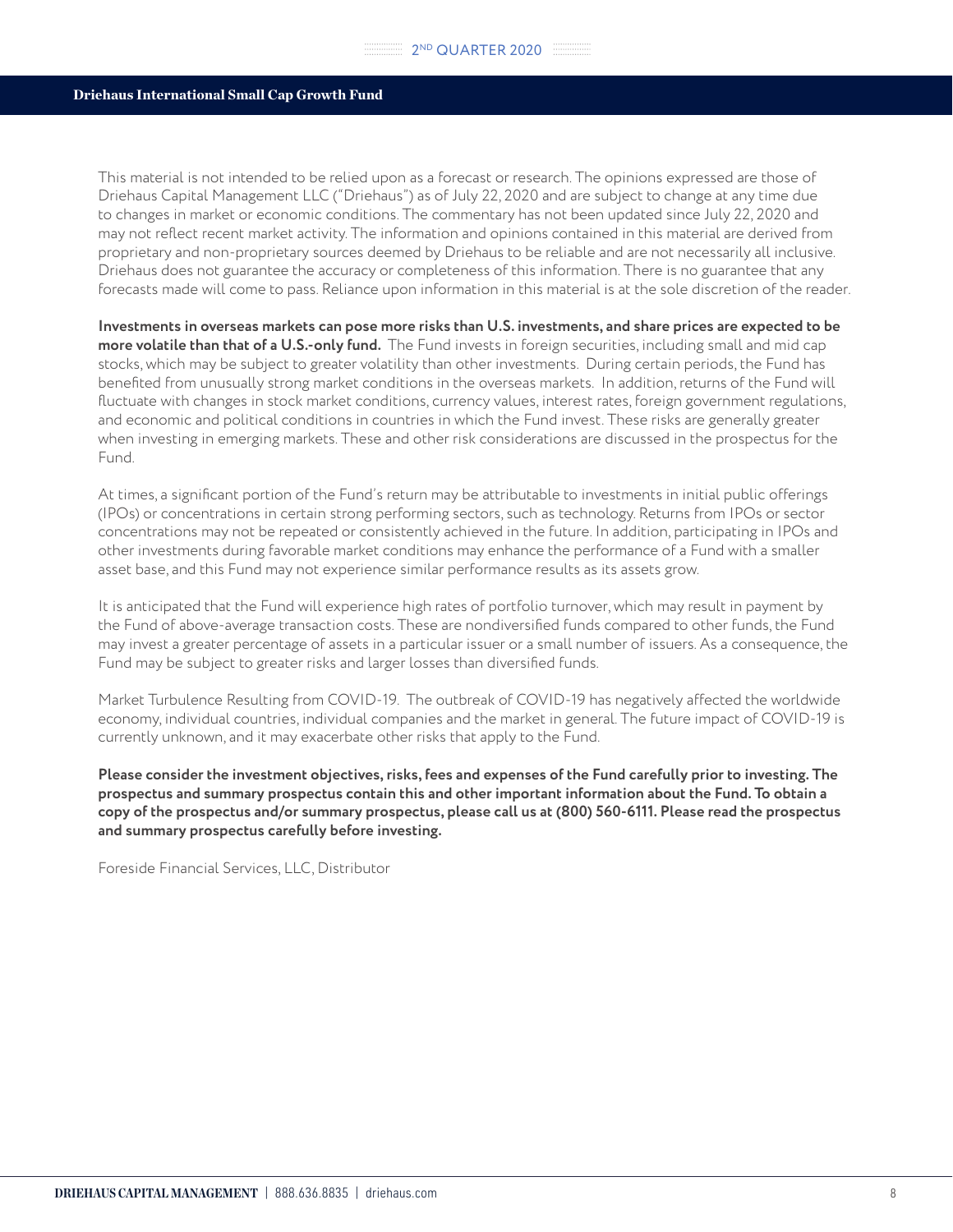This material is not intended to be relied upon as a forecast or research. The opinions expressed are those of Driehaus Capital Management LLC ("Driehaus") as of July 22, 2020 and are subject to change at any time due to changes in market or economic conditions. The commentary has not been updated since July 22, 2020 and may not reflect recent market activity. The information and opinions contained in this material are derived from proprietary and non-proprietary sources deemed by Driehaus to be reliable and are not necessarily all inclusive. Driehaus does not guarantee the accuracy or completeness of this information. There is no guarantee that any forecasts made will come to pass. Reliance upon information in this material is at the sole discretion of the reader.

**Investments in overseas markets can pose more risks than U.S. investments, and share prices are expected to be more volatile than that of a U.S.-only fund.** The Fund invests in foreign securities, including small and mid cap stocks, which may be subject to greater volatility than other investments. During certain periods, the Fund has benefited from unusually strong market conditions in the overseas markets. In addition, returns of the Fund will fluctuate with changes in stock market conditions, currency values, interest rates, foreign government regulations, and economic and political conditions in countries in which the Fund invest. These risks are generally greater when investing in emerging markets. These and other risk considerations are discussed in the prospectus for the Fund.

At times, a significant portion of the Fund's return may be attributable to investments in initial public offerings (IPOs) or concentrations in certain strong performing sectors, such as technology. Returns from IPOs or sector concentrations may not be repeated or consistently achieved in the future. In addition, participating in IPOs and other investments during favorable market conditions may enhance the performance of a Fund with a smaller asset base, and this Fund may not experience similar performance results as its assets grow.

It is anticipated that the Fund will experience high rates of portfolio turnover, which may result in payment by the Fund of above-average transaction costs. These are nondiversified funds compared to other funds, the Fund may invest a greater percentage of assets in a particular issuer or a small number of issuers. As a consequence, the Fund may be subject to greater risks and larger losses than diversified funds.

Market Turbulence Resulting from COVID-19. The outbreak of COVID-19 has negatively affected the worldwide economy, individual countries, individual companies and the market in general. The future impact of COVID-19 is currently unknown, and it may exacerbate other risks that apply to the Fund.

**Please consider the investment objectives, risks, fees and expenses of the Fund carefully prior to investing. The prospectus and summary prospectus contain this and other important information about the Fund. To obtain a copy of the prospectus and/or summary prospectus, please call us at (800) 560-6111. Please read the prospectus and summary prospectus carefully before investing.**

Foreside Financial Services, LLC, Distributor